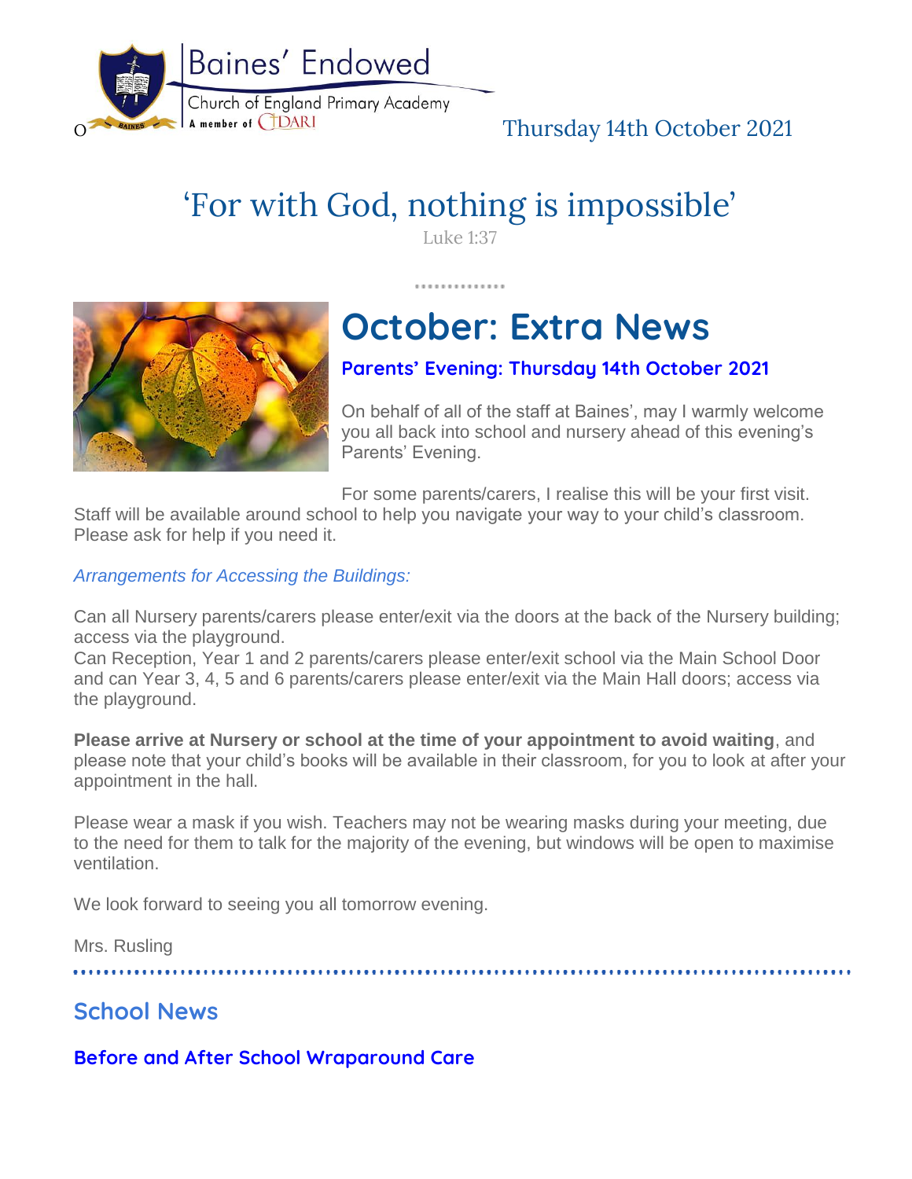Baines' Endowed

Church of England Primary Academy

A member of CIDARI

Thursday 14th October 2021

# 'For with God, nothing is impossible'

Luke 1:37

# October: Extra News

### Parents' Evening: Thursday 14th October 2021

On behalf of all of the staff at Baines', may I warmly welcome you all back into school and nursery ahead of this evening's Parents' Evening.

For some parents/carers, I realise this will be your first visit. Staff will be available around school to help you navigate your way to your child's classroom. Please ask for help if you need it.

*Arrangements for Accessing the Buildings:*

Can all Nursery parents/carers please enter/exit via the doors at the back of the Nursery building; access via the playground.
Can Reception, Year 1 and 2 parents/carers please enter/exit school via the Main School Door and can Year 3, 4, 5 and 6 parents/carers please enter/exit via the Main Hall doors; access via the playground.

**Please arrive at Nursery or school at the time of your appointment to avoid waiting**, and please note that your child's books will be available in their classroom, for you to look at after your appointment in the hall.

Please wear a mask if you wish. Teachers may not be wearing masks during your meeting, due to the need for them to talk for the majority of the evening, but windows will be open to maximise ventilation.

We look forward to seeing you all tomorrow evening.

Mrs. Rusling

## School News

### Before and After School Wraparound Care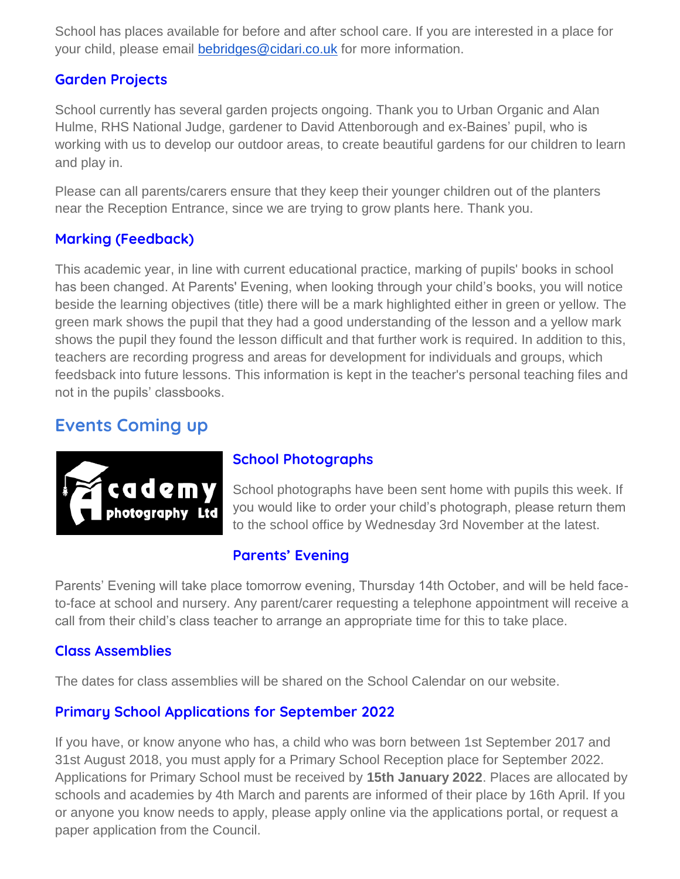School has places available for before and after school care. If you are interested in a place for your child, please email bebridges@cidari.co.uk for more information.

### Garden Projects

School currently has several garden projects ongoing. Thank you to Urban Organic and Alan Hulme, RHS National Judge, gardener to David Attenborough and ex-Baines' pupil, who is working with us to develop our outdoor areas, to create beautiful gardens for our children to learn and play in.

Please can all parents/carers ensure that they keep their younger children out of the planters near the Reception Entrance, since we are trying to grow plants here. Thank you.

### Marking (Feedback)

This academic year, in line with current educational practice, marking of pupils' books in school has been changed. At Parents' Evening, when looking through your child's books, you will notice beside the learning objectives (title) there will be a mark highlighted either in green or yellow. The green mark shows the pupil that they had a good understanding of the lesson and a yellow mark shows the pupil they found the lesson difficult and that further work is required. In addition to this, teachers are recording progress and areas for development for individuals and groups, which feedsback into future lessons. This information is kept in the teacher's personal teaching files and not in the pupils' classbooks.

## Events Coming up

### School Photographs

School photographs have been sent home with pupils this week. If you would like to order your child's photograph, please return them to the school office by Wednesday 3rd November at the latest.

### Parents' Evening

Parents' Evening will take place tomorrow evening, Thursday 14th October, and will be held face-to-face at school and nursery. Any parent/carer requesting a telephone appointment will receive a call from their child's class teacher to arrange an appropriate time for this to take place.

### Class Assemblies

The dates for class assemblies will be shared on the School Calendar on our website.

### Primary School Applications for September 2022

If you have, or know anyone who has, a child who was born between 1st September 2017 and 31st August 2018, you must apply for a Primary School Reception place for September 2022. Applications for Primary School must be received by **15th January 2022**. Places are allocated by schools and academies by 4th March and parents are informed of their place by 16th April. If you or anyone you know needs to apply, please apply online via the applications portal, or request a paper application from the Council.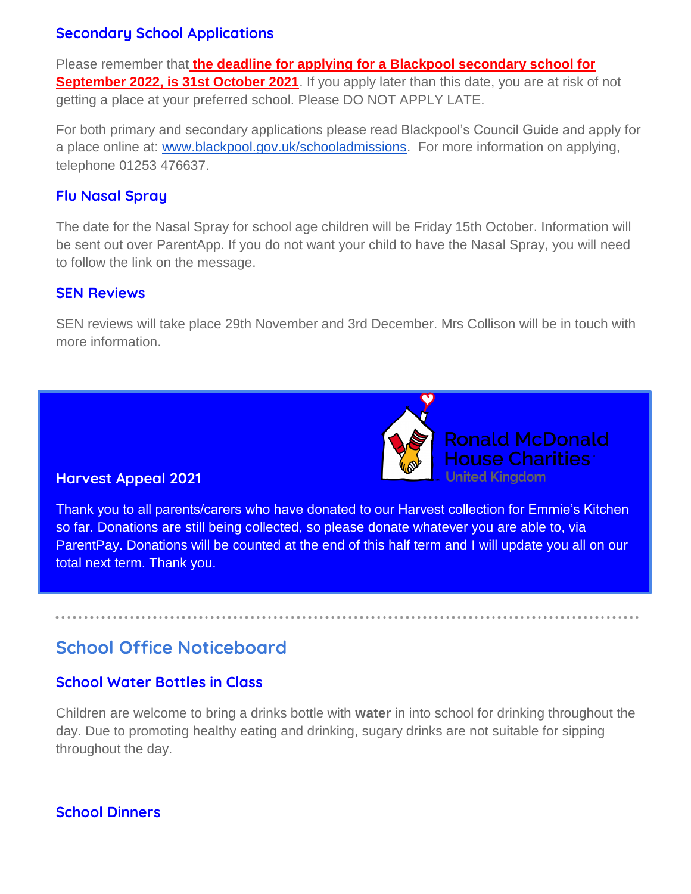### Secondary School Applications

Please remember that **the deadline for applying for a Blackpool secondary school for September 2022, is 31st October 2021**. If you apply later than this date, you are at risk of not getting a place at your preferred school. Please DO NOT APPLY LATE.

For both primary and secondary applications please read Blackpool's Council Guide and apply for a place online at: www.blackpool.gov.uk/schooladmissions. For more information on applying, telephone 01253 476637.

### Flu Nasal Spray

The date for the Nasal Spray for school age children will be Friday 15th October. Information will be sent out over ParentApp. If you do not want your child to have the Nasal Spray, you will need to follow the link on the message.

### SEN Reviews

SEN reviews will take place 29th November and 3rd December. Mrs Collison will be in touch with more information.

Ronald McDonald House Charities United Kingdom

### Harvest Appeal 2021

Thank you to all parents/carers who have donated to our Harvest collection for Emmie's Kitchen so far. Donations are still being collected, so please donate whatever you are able to, via ParentPay. Donations will be counted at the end of this half term and I will update you all on our total next term. Thank you.

## School Office Noticeboard

### School Water Bottles in Class

Children are welcome to bring a drinks bottle with **water** in into school for drinking throughout the day. Due to promoting healthy eating and drinking, sugary drinks are not suitable for sipping throughout the day.

### School Dinners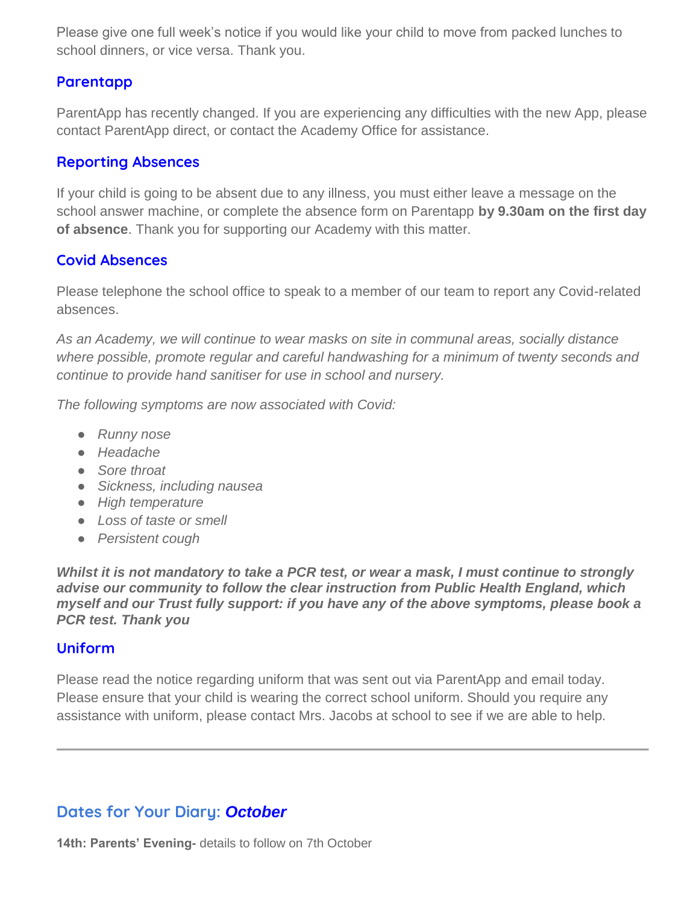Please give one full week's notice if you would like your child to move from packed lunches to school dinners, or vice versa. Thank you.

## Parentapp

ParentApp has recently changed. If you are experiencing any difficulties with the new App, please contact ParentApp direct, or contact the Academy Office for assistance.

## Reporting Absences

If your child is going to be absent due to any illness, you must either leave a message on the school answer machine, or complete the absence form on Parentapp **by 9.30am on the first day of absence**. Thank you for supporting our Academy with this matter.

## Covid Absences

Please telephone the school office to speak to a member of our team to report any Covid-related absences.

*As an Academy, we will continue to wear masks on site in communal areas, socially distance where possible, promote regular and careful handwashing for a minimum of twenty seconds and continue to provide hand sanitiser for use in school and nursery.*

*The following symptoms are now associated with Covid:*

- *Runny nose*
- *Headache*
- *Sore throat*
- *Sickness, including nausea*
- *High temperature*
- *Loss of taste or smell*
- *Persistent cough*

***Whilst it is not mandatory to take a PCR test, or wear a mask, I must continue to strongly advise our community to follow the clear instruction from Public Health England, which myself and our Trust fully support: if you have any of the above symptoms, please book a PCR test. Thank you***

## Uniform

Please read the notice regarding uniform that was sent out via ParentApp and email today. Please ensure that your child is wearing the correct school uniform. Should you require any assistance with uniform, please contact Mrs. Jacobs at school to see if we are able to help.

---

## Dates for Your Diary: ***October***

**14th: Parents' Evening-** details to follow on 7th October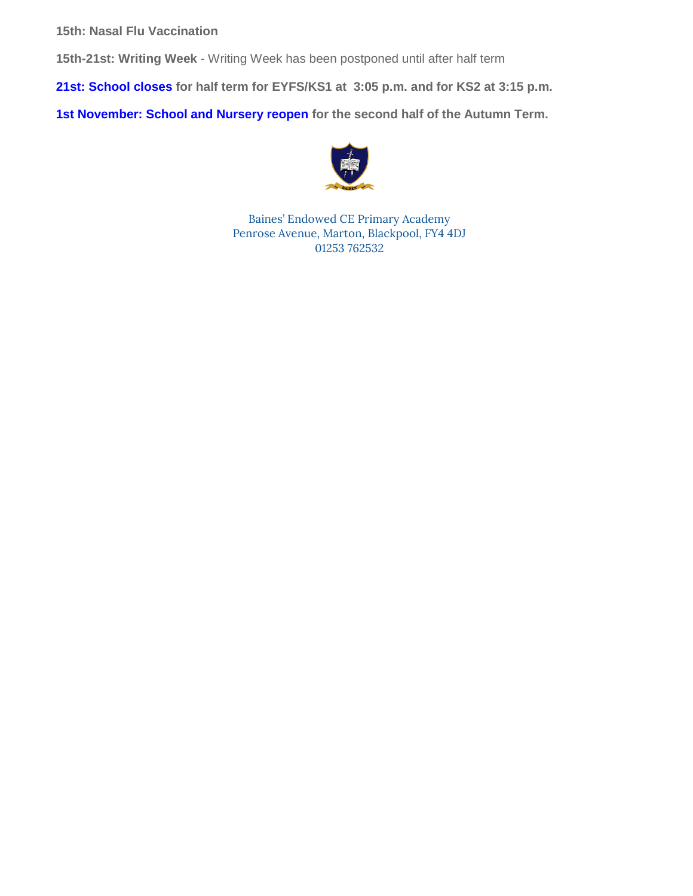**15th: Nasal Flu Vaccination**

**15th-21st: Writing Week** - Writing Week has been postponed until after half term

**21st: School closes for half term for EYFS/KS1 at 3:05 p.m. and for KS2 at 3:15 p.m.**

**1st November: School and Nursery reopen for the second half of the Autumn Term.**

Baines' Endowed CE Primary Academy
Penrose Avenue, Marton, Blackpool, FY4 4DJ
01253 762532